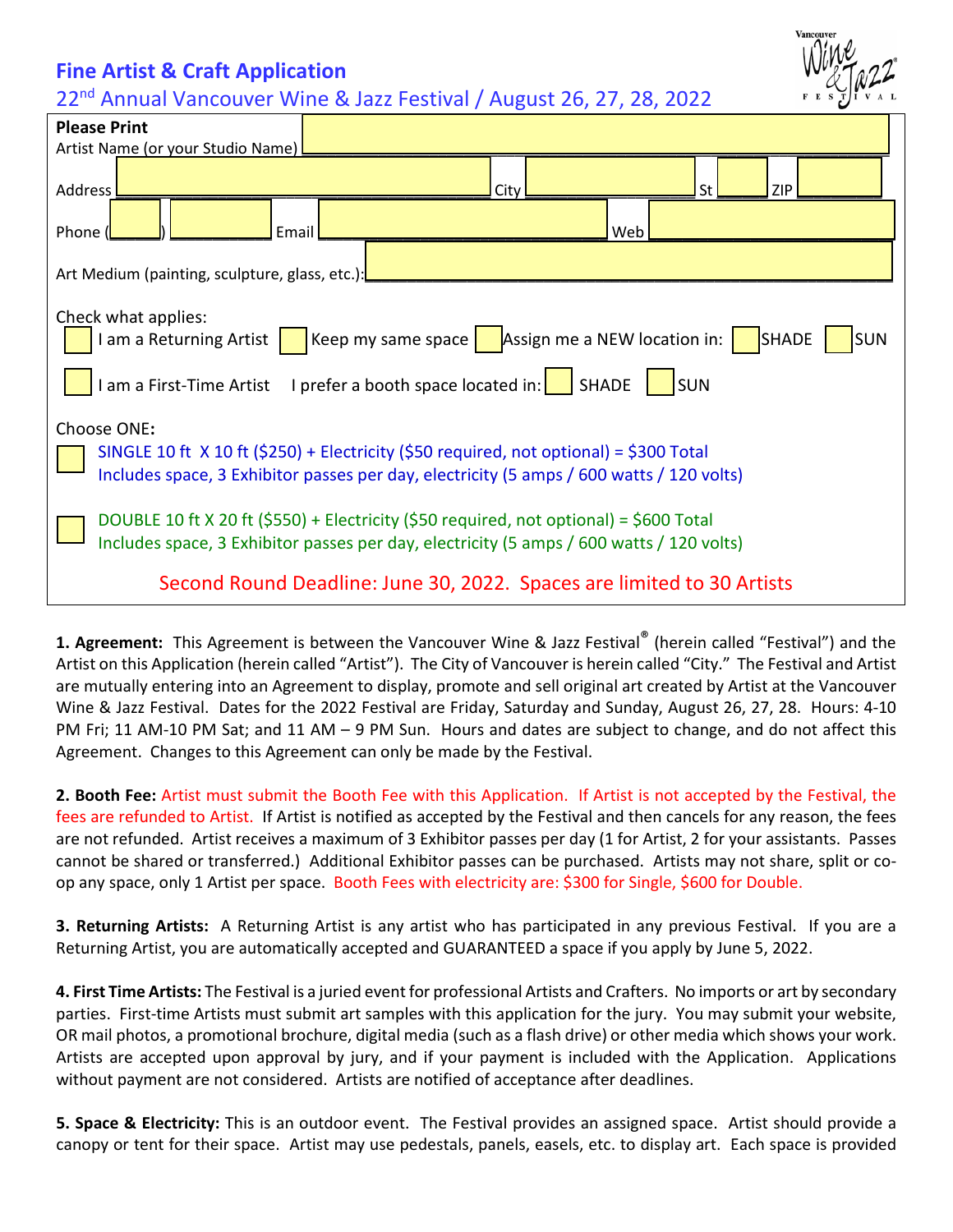# Fine Artist & Craft Application

22nd Annual Vancouver Wine & Jazz Festival / August 26, 27, 28, 2022

**Please Print**

Artist Name (or your Studio Name) ______________________

Address ______________________ City ____________ St ____ ZIP ______

Phone (____) ________ Email ______________________ Web ______________________

Art Medium (painting, sculpture, glass, etc.): ______________________

Check what applies:

- ☐ I am a Returning Artist ☐ Keep my same space ☐ Assign me a NEW location in: ☐ SHADE ☐ SUN
- ☐ I am a First-Time Artist I prefer a booth space located in: ☐ SHADE ☐ SUN

Choose ONE**:**

- ☐ SINGLE 10 ft X 10 ft ($250) + Electricity ($50 required, not optional) = $300 Total
  Includes space, 3 Exhibitor passes per day, electricity (5 amps / 600 watts / 120 volts)
- ☐ DOUBLE 10 ft X 20 ft ($550) + Electricity ($50 required, not optional) = $600 Total
  Includes space, 3 Exhibitor passes per day, electricity (5 amps / 600 watts / 120 volts)

Second Round Deadline: June 30, 2022. Spaces are limited to 30 Artists

**1. Agreement:** This Agreement is between the Vancouver Wine & Jazz Festival® (herein called "Festival") and the Artist on this Application (herein called "Artist"). The City of Vancouver is herein called "City." The Festival and Artist are mutually entering into an Agreement to display, promote and sell original art created by Artist at the Vancouver Wine & Jazz Festival. Dates for the 2022 Festival are Friday, Saturday and Sunday, August 26, 27, 28. Hours: 4-10 PM Fri; 11 AM-10 PM Sat; and 11 AM – 9 PM Sun. Hours and dates are subject to change, and do not affect this Agreement. Changes to this Agreement can only be made by the Festival.

**2. Booth Fee:** Artist must submit the Booth Fee with this Application. If Artist is not accepted by the Festival, the fees are refunded to Artist. If Artist is notified as accepted by the Festival and then cancels for any reason, the fees are not refunded. Artist receives a maximum of 3 Exhibitor passes per day (1 for Artist, 2 for your assistants. Passes cannot be shared or transferred.) Additional Exhibitor passes can be purchased. Artists may not share, split or co-op any space, only 1 Artist per space. Booth Fees with electricity are: $300 for Single, $600 for Double.

**3. Returning Artists:** A Returning Artist is any artist who has participated in any previous Festival. If you are a Returning Artist, you are automatically accepted and GUARANTEED a space if you apply by June 5, 2022.

**4. First Time Artists:** The Festival is a juried event for professional Artists and Crafters. No imports or art by secondary parties. First-time Artists must submit art samples with this application for the jury. You may submit your website, OR mail photos, a promotional brochure, digital media (such as a flash drive) or other media which shows your work. Artists are accepted upon approval by jury, and if your payment is included with the Application. Applications without payment are not considered. Artists are notified of acceptance after deadlines.

**5. Space & Electricity:** This is an outdoor event. The Festival provides an assigned space. Artist should provide a canopy or tent for their space. Artist may use pedestals, panels, easels, etc. to display art. Each space is provided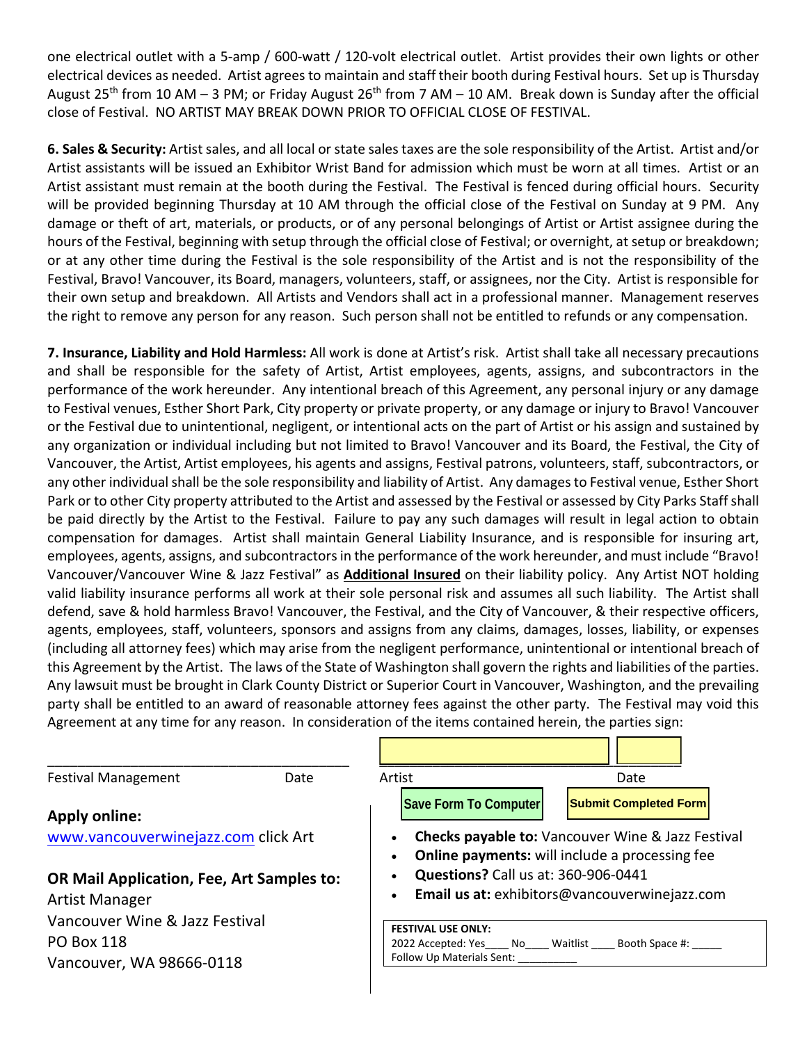one electrical outlet with a 5-amp / 600-watt / 120-volt electrical outlet. Artist provides their own lights or other electrical devices as needed. Artist agrees to maintain and staff their booth during Festival hours. Set up is Thursday August 25th from 10 AM – 3 PM; or Friday August 26th from 7 AM – 10 AM. Break down is Sunday after the official close of Festival. NO ARTIST MAY BREAK DOWN PRIOR TO OFFICIAL CLOSE OF FESTIVAL.

**6. Sales & Security:** Artist sales, and all local or state sales taxes are the sole responsibility of the Artist. Artist and/or Artist assistants will be issued an Exhibitor Wrist Band for admission which must be worn at all times. Artist or an Artist assistant must remain at the booth during the Festival. The Festival is fenced during official hours. Security will be provided beginning Thursday at 10 AM through the official close of the Festival on Sunday at 9 PM. Any damage or theft of art, materials, or products, or of any personal belongings of Artist or Artist assignee during the hours of the Festival, beginning with setup through the official close of Festival; or overnight, at setup or breakdown; or at any other time during the Festival is the sole responsibility of the Artist and is not the responsibility of the Festival, Bravo! Vancouver, its Board, managers, volunteers, staff, or assignees, nor the City. Artist is responsible for their own setup and breakdown. All Artists and Vendors shall act in a professional manner. Management reserves the right to remove any person for any reason. Such person shall not be entitled to refunds or any compensation.

**7. Insurance, Liability and Hold Harmless:** All work is done at Artist's risk. Artist shall take all necessary precautions and shall be responsible for the safety of Artist, Artist employees, agents, assigns, and subcontractors in the performance of the work hereunder. Any intentional breach of this Agreement, any personal injury or any damage to Festival venues, Esther Short Park, City property or private property, or any damage or injury to Bravo! Vancouver or the Festival due to unintentional, negligent, or intentional acts on the part of Artist or his assign and sustained by any organization or individual including but not limited to Bravo! Vancouver and its Board, the Festival, the City of Vancouver, the Artist, Artist employees, his agents and assigns, Festival patrons, volunteers, staff, subcontractors, or any other individual shall be the sole responsibility and liability of Artist. Any damages to Festival venue, Esther Short Park or to other City property attributed to the Artist and assessed by the Festival or assessed by City Parks Staff shall be paid directly by the Artist to the Festival. Failure to pay any such damages will result in legal action to obtain compensation for damages. Artist shall maintain General Liability Insurance, and is responsible for insuring art, employees, agents, assigns, and subcontractors in the performance of the work hereunder, and must include "Bravo! Vancouver/Vancouver Wine & Jazz Festival" as **Additional Insured** on their liability policy. Any Artist NOT holding valid liability insurance performs all work at their sole personal risk and assumes all such liability. The Artist shall defend, save & hold harmless Bravo! Vancouver, the Festival, and the City of Vancouver, & their respective officers, agents, employees, staff, volunteers, sponsors and assigns from any claims, damages, losses, liability, or expenses (including all attorney fees) which may arise from the negligent performance, unintentional or intentional breach of this Agreement by the Artist. The laws of the State of Washington shall govern the rights and liabilities of the parties. Any lawsuit must be brought in Clark County District or Superior Court in Vancouver, Washington, and the prevailing party shall be entitled to an award of reasonable attorney fees against the other party. The Festival may void this Agreement at any time for any reason. In consideration of the items contained herein, the parties sign:

\_\_\_\_\_\_\_\_\_\_\_\_\_\_\_\_\_\_\_\_\_\_\_\_\_\_\_\_\_\_\_\_\_\_\_\_\_\_\_\_
Festival Management  Date

\_\_\_\_\_\_\_\_\_\_\_\_\_\_\_\_\_\_\_\_\_\_\_\_\_\_\_\_\_\_\_\_\_\_\_\_\_\_\_\_
Artist  Date

Save Form To Computer  Submit Completed Form

**Apply online:**
www.vancouverwinejazz.com click Art

**OR Mail Application, Fee, Art Samples to:**
Artist Manager
Vancouver Wine & Jazz Festival
PO Box 118
Vancouver, WA 98666-0118

- **Checks payable to:** Vancouver Wine & Jazz Festival
- **Online payments:** will include a processing fee
- **Questions?** Call us at: 360-906-0441
- **Email us at:** exhibitors@vancouverwinejazz.com

**FESTIVAL USE ONLY:**
2022 Accepted: Yes\_\_\_\_ No\_\_\_\_ Waitlist \_\_\_\_ Booth Space #: \_\_\_\_\_
Follow Up Materials Sent: \_\_\_\_\_\_\_\_\_\_